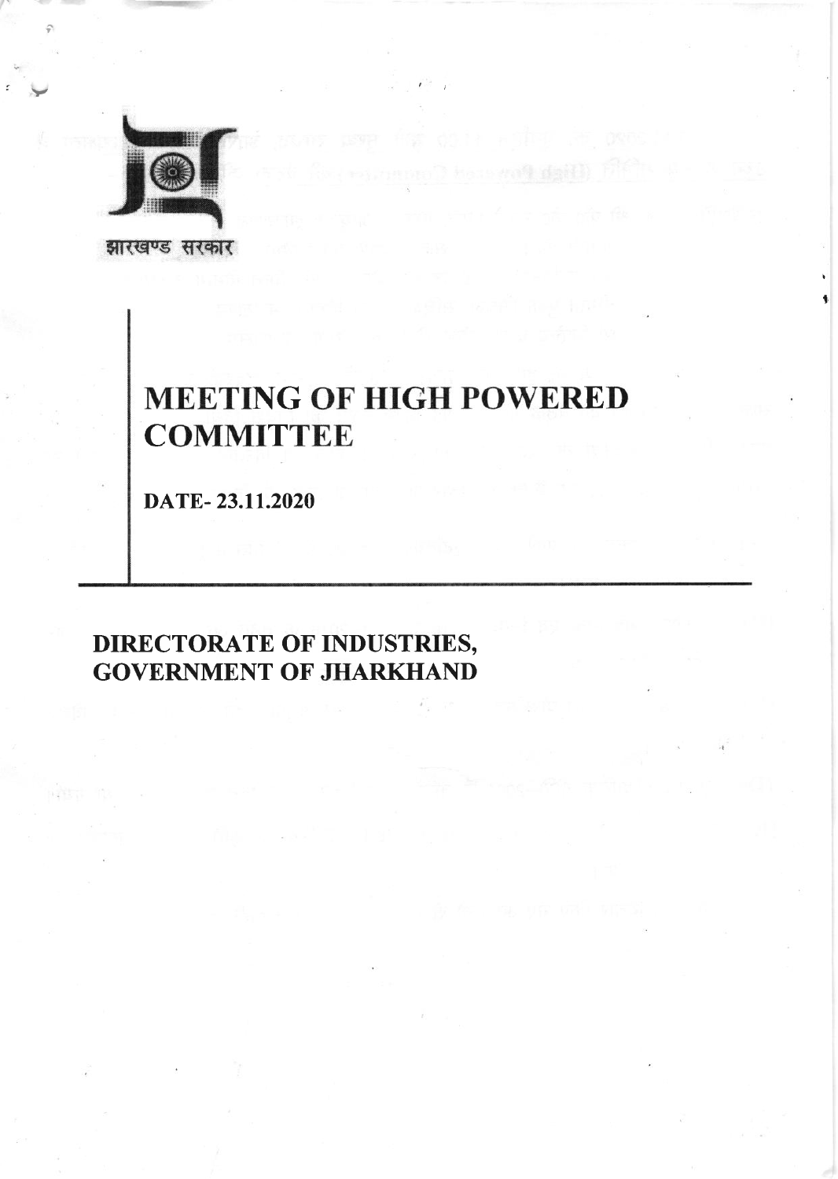झारखण्ड सरकार

# MEETING OF HIGH POWERED COMMITTEE

**DATE- 23.11.2020**

## DIRECTORATE OF INDUSTRIES, GOVERNMENT OF JHARKHAND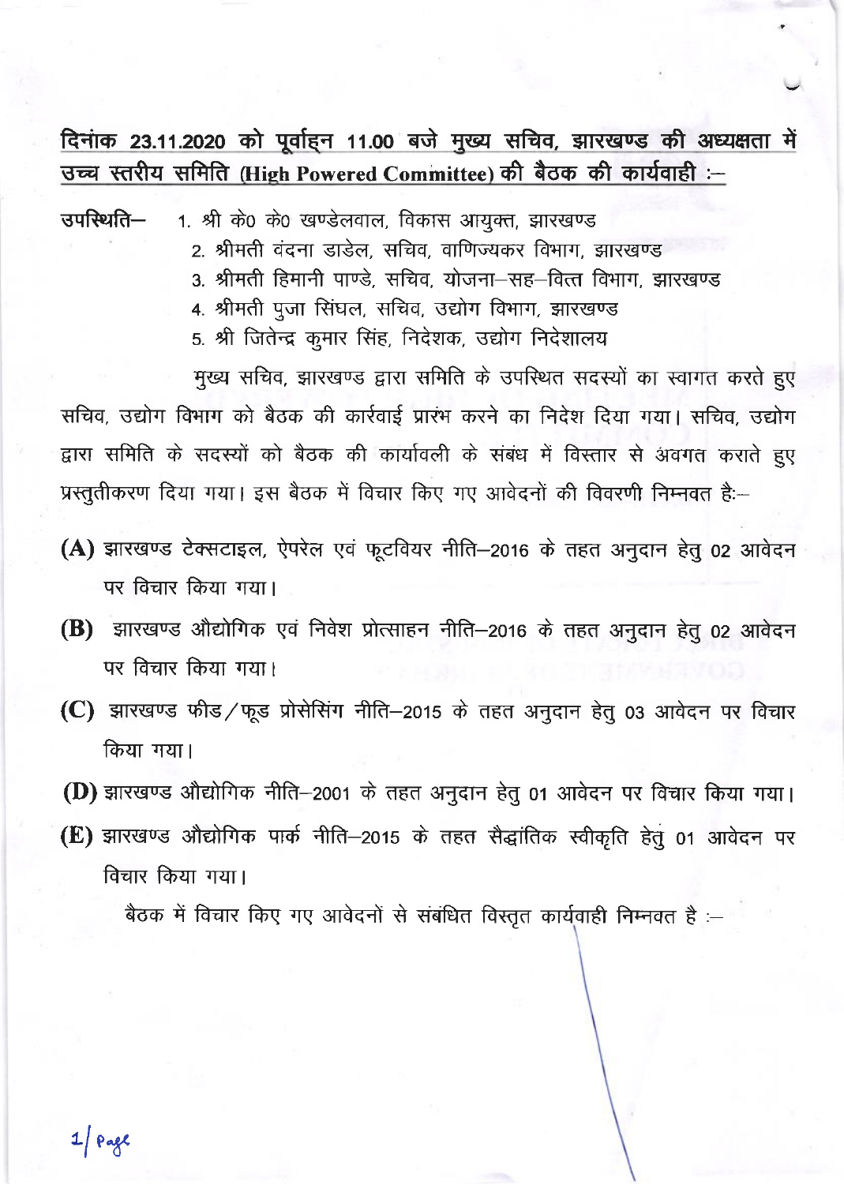## दिनांक 23.11.2020 को पूर्वाह्न 11.00 बजे मुख्य सचिव, झारखण्ड की अध्यक्षता में उच्च स्तरीय समिति (High Powered Committee) की बैठक की कार्यवाही :–

उपस्थिति–

1. श्री के० के० खण्डेलवाल, विकास आयुक्त, झारखण्ड
2. श्रीमती वंदना डाडेल, सचिव, वाणिज्यकर विभाग, झारखण्ड
3. श्रीमती हिमानी पाण्डे, सचिव, योजना–सह–वित्त विभाग, झारखण्ड
4. श्रीमती पुजा सिंघल, सचिव, उद्योग विभाग, झारखण्ड
5. श्री जितेन्द्र कुमार सिंह, निदेशक, उद्योग निदेशालय

मुख्य सचिव, झारखण्ड द्वारा समिति के उपस्थित सदस्यों का स्वागत करते हुए सचिव, उद्योग विभाग को बैठक की कार्वाई प्रारंभ करने का निदेश दिया गया। सचिव, उद्योग द्वारा समिति के सदस्यों को बैठक की कार्यावली के संबंध में विस्तार से अवगत कराते हुए प्रस्तुतीकरण दिया गया। इस बैठक में विचार किए गए आवेदनों की विवरणी निम्नवत है:–

**(A)** झारखण्ड टेक्सटाइल, ऐपरेल एवं फूटवियर नीति–2016 के तहत अनुदान हेतु 02 आवेदन पर विचार किया गया।

**(B)** झारखण्ड औद्योगिक एवं निवेश प्रोत्साहन नीति–2016 के तहत अनुदान हेतु 02 आवेदन पर विचार किया गया।

**(C)** झारखण्ड फीड/फूड प्रोसेसिंग नीति–2015 के तहत अनुदान हेतु 03 आवेदन पर विचार किया गया।

**(D)** झारखण्ड औद्योगिक नीति–2001 के तहत अनुदान हेतु 01 आवेदन पर विचार किया गया।

**(E)** झारखण्ड औद्योगिक पार्क नीति–2015 के तहत सैद्धांतिक स्वीकृति हेतु 01 आवेदन पर विचार किया गया।

बैठक में विचार किए गए आवेदनों से संबंधित विस्तृत कार्यवाही निम्नवत है :–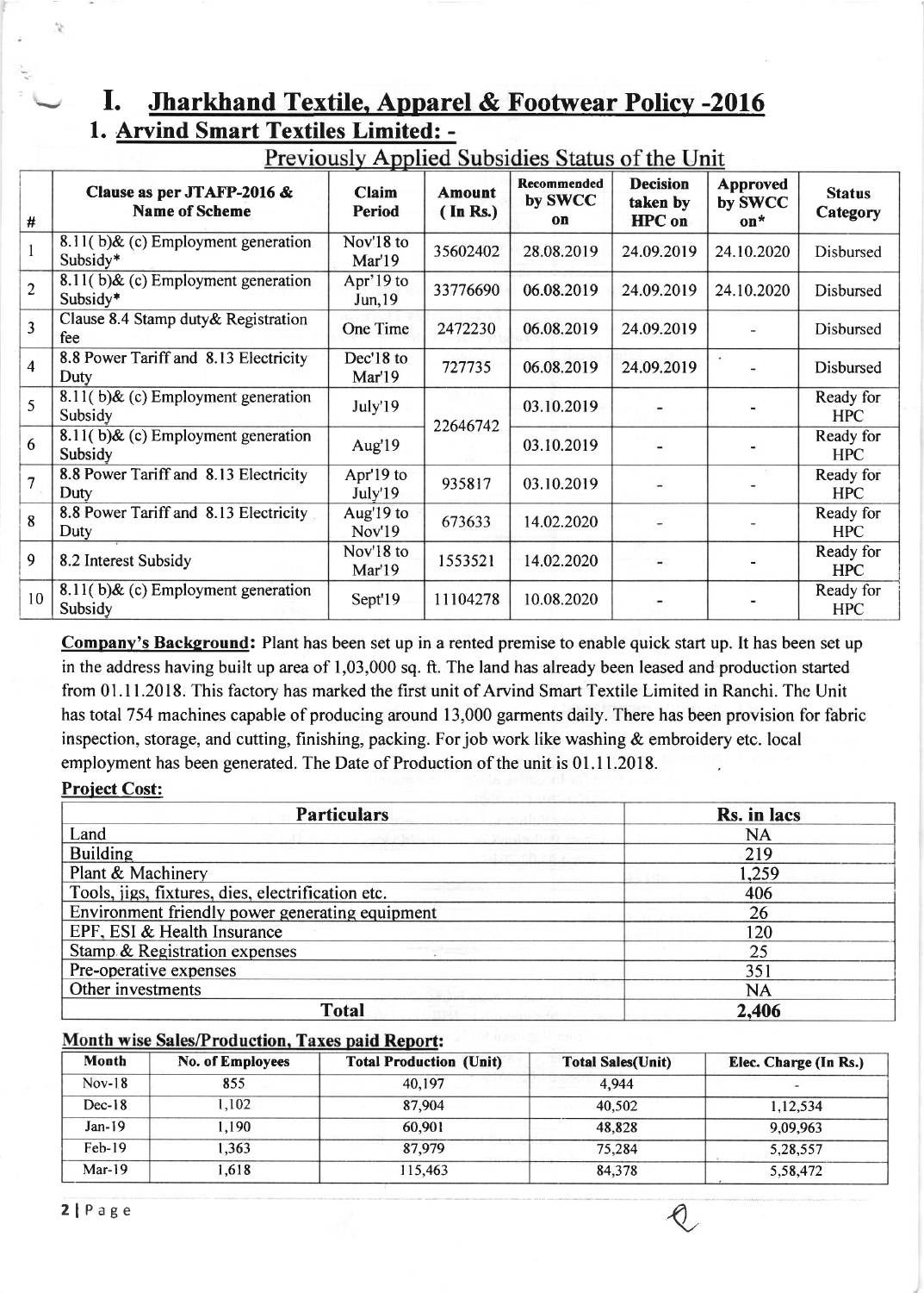# I. Jharkhand Textile, Apparel & Footwear Policy -2016

## 1. Arvind Smart Textiles Limited: -

### Previously Applied Subsidies Status of the Unit

| # | Clause as per JTAFP-2016 & Name of Scheme | Claim Period | Amount ( In Rs.) | Recommended by SWCC on | Decision taken by HPC on | Approved by SWCC on* | Status Category |
|---|---|---|---|---|---|---|---|
| 1 | 8.11( b)& (c) Employment generation Subsidy* | Nov'18 to Mar'19 | 35602402 | 28.08.2019 | 24.09.2019 | 24.10.2020 | Disbursed |
| 2 | 8.11( b)& (c) Employment generation Subsidy* | Apr'19 to Jun,19 | 33776690 | 06.08.2019 | 24.09.2019 | 24.10.2020 | Disbursed |
| 3 | Clause 8.4 Stamp duty& Registration fee | One Time | 2472230 | 06.08.2019 | 24.09.2019 | - | Disbursed |
| 4 | 8.8 Power Tariff and 8.13 Electricity Duty | Dec'18 to Mar'19 | 727735 | 06.08.2019 | 24.09.2019 | - | Disbursed |
| 5 | 8.11( b)& (c) Employment generation Subsidy | July'19 | 22646742 | 03.10.2019 | - | - | Ready for HPC |
| 6 | 8.11( b)& (c) Employment generation Subsidy | Aug'19 | | 03.10.2019 | - | - | Ready for HPC |
| 7 | 8.8 Power Tariff and 8.13 Electricity Duty | Apr'19 to July'19 | 935817 | 03.10.2019 | - | - | Ready for HPC |
| 8 | 8.8 Power Tariff and 8.13 Electricity Duty | Aug'19 to Nov'19 | 673633 | 14.02.2020 | - | - | Ready for HPC |
| 9 | 8.2 Interest Subsidy | Nov'18 to Mar'19 | 1553521 | 14.02.2020 | - | - | Ready for HPC |
| 10 | 8.11( b)& (c) Employment generation Subsidy | Sept'19 | 11104278 | 10.08.2020 | - | - | Ready for HPC |

**Company's Background:** Plant has been set up in a rented premise to enable quick start up. It has been set up in the address having built up area of 1,03,000 sq. ft. The land has already been leased and production started from 01.11.2018. This factory has marked the first unit of Arvind Smart Textile Limited in Ranchi. The Unit has total 754 machines capable of producing around 13,000 garments daily. There has been provision for fabric inspection, storage, and cutting, finishing, packing. For job work like washing & embroidery etc. local employment has been generated. The Date of Production of the unit is 01.11.2018.

**Project Cost:**

| Particulars | Rs. in lacs |
|---|---|
| Land | NA |
| Building | 219 |
| Plant & Machinery | 1,259 |
| Tools, jigs, fixtures, dies, electrification etc. | 406 |
| Environment friendly power generating equipment | 26 |
| EPF, ESI & Health Insurance | 120 |
| Stamp & Registration expenses | 25 |
| Pre-operative expenses | 351 |
| Other investments | NA |
| **Total** | **2,406** |

**Month wise Sales/Production, Taxes paid Report:**

| Month | No. of Employees | Total Production (Unit) | Total Sales(Unit) | Elec. Charge (In Rs.) |
|---|---|---|---|---|
| Nov-18 | 855 | 40,197 | 4,944 | - |
| Dec-18 | 1,102 | 87,904 | 40,502 | 1,12,534 |
| Jan-19 | 1,190 | 60,901 | 48,828 | 9,09,963 |
| Feb-19 | 1,363 | 87,979 | 75,284 | 5,28,557 |
| Mar-19 | 1,618 | 115,463 | 84,378 | 5,58,472 |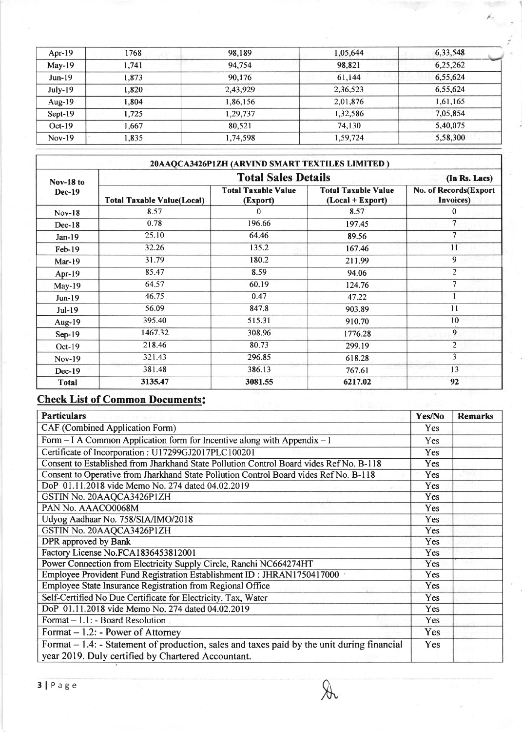| Apr-19 | 1768 | 98,189 | 1,05,644 | 6,33,548 |
|---|---|---|---|---|
| May-19 | 1,741 | 94,754 | 98,821 | 6,25,262 |
| Jun-19 | 1,873 | 90,176 | 61,144 | 6,55,624 |
| July-19 | 1,820 | 2,43,929 | 2,36,523 | 6,55,624 |
| Aug-19 | 1,804 | 1,86,156 | 2,01,876 | 1,61,165 |
| Sept-19 | 1,725 | 1,29,737 | 1,32,586 | 7,05,854 |
| Oct-19 | 1,667 | 80,521 | 74,130 | 5,40,075 |
| Nov-19 | 1,835 | 1,74,598 | 1,59,724 | 5,58,300 |

| 20AAQCA3426P1ZH (ARVIND SMART TEXTILES LIMITED) | | | | |
|---|---|---|---|---|
| Nov-18 to Dec-19 | **Total Sales Details** | | | (In Rs. Lacs) |
| | Total Taxable Value(Local) | Total Taxable Value (Export) | Total Taxable Value (Local + Export) | No. of Records(Export Invoices) |
| Nov-18 | 8.57 | 0 | 8.57 | 0 |
| Dec-18 | 0.78 | 196.66 | 197.45 | 7 |
| Jan-19 | 25.10 | 64.46 | 89.56 | 7 |
| Feb-19 | 32.26 | 135.2 | 167.46 | 11 |
| Mar-19 | 31.79 | 180.2 | 211.99 | 9 |
| Apr-19 | 85.47 | 8.59 | 94.06 | 2 |
| May-19 | 64.57 | 60.19 | 124.76 | 7 |
| Jun-19 | 46.75 | 0.47 | 47.22 | 1 |
| Jul-19 | 56.09 | 847.8 | 903.89 | 11 |
| Aug-19 | 395.40 | 515.31 | 910.70 | 10 |
| Sep-19 | 1467.32 | 308.96 | 1776.28 | 9 |
| Oct-19 | 218.46 | 80.73 | 299.19 | 2 |
| Nov-19 | 321.43 | 296.85 | 618.28 | 3 |
| Dec-19 | 381.48 | 386.13 | 767.61 | 13 |
| **Total** | **3135.47** | **3081.55** | **6217.02** | **92** |

## Check List of Common Documents:

| Particulars | Yes/No | Remarks |
|---|---|---|
| CAF (Combined Application Form) | Yes | |
| Form – I A Common Application form for Incentive along with Appendix – I | Yes | |
| Certificate of Incorporation : U17299GJ2017PLC100201 | Yes | |
| Consent to Established from Jharkhand State Pollution Control Board vides Ref No. B-118 | Yes | |
| Consent to Operative from Jharkhand State Pollution Control Board vides Ref No. B-118 | Yes | |
| DoP 01.11.2018 vide Memo No. 274 dated 04.02.2019 | Yes | |
| GSTIN No. 20AAQCA3426P1ZH | Yes | |
| PAN No. AAACO0068M | Yes | |
| Udyog Aadhaar No. 758/SIA/IMO/2018 | Yes | |
| GSTIN No. 20AAQCA3426P1ZH | Yes | |
| DPR approved by Bank | Yes | |
| Factory License No.FCA1836453812001 | Yes | |
| Power Connection from Electricity Supply Circle, Ranchi NC664274HT | Yes | |
| Employee Provident Fund Registration Establishment ID : JHRAN1750417000 | Yes | |
| Employee State Insurance Registration from Regional Office | Yes | |
| Self-Certified No Due Certificate for Electricity, Tax, Water | Yes | |
| DoP 01.11.2018 vide Memo No. 274 dated 04.02.2019 | Yes | |
| Format – 1.1: - Board Resolution | Yes | |
| Format – 1.2: - Power of Attorney | Yes | |
| Format – 1.4: - Statement of production, sales and taxes paid by the unit during financial year 2019. Duly certified by Chartered Accountant. | Yes | |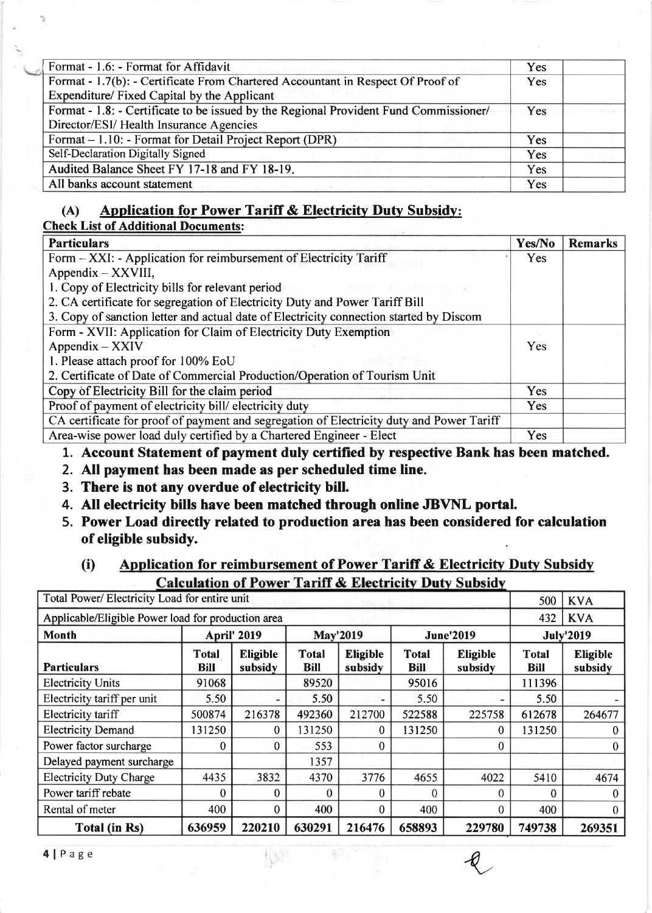| Format - 1.6: - Format for Affidavit | Yes | |
|---|---|---|
| Format - 1.7(b): - Certificate From Chartered Accountant in Respect Of Proof of Expenditure/ Fixed Capital by the Applicant | Yes | |
| Format - 1.8: - Certificate to be issued by the Regional Provident Fund Commissioner/ Director/ESI/ Health Insurance Agencies | Yes | |
| Format – 1.10: - Format for Detail Project Report (DPR) | Yes | |
| Self-Declaration Digitally Signed | Yes | |
| Audited Balance Sheet FY 17-18 and FY 18-19. | Yes | |
| All banks account statement | Yes | |

## (A) Application for Power Tariff & Electricity Duty Subsidy:

**Check List of Additional Documents:**

| Particulars | Yes/No | Remarks |
|---|---|---|
| Form – XXI: - Application for reimbursement of Electricity Tariff<br>Appendix – XXVIII,<br>1. Copy of Electricity bills for relevant period<br>2. CA certificate for segregation of Electricity Duty and Power Tariff Bill<br>3. Copy of sanction letter and actual date of Electricity connection started by Discom | Yes | |
| Form - XVII: Application for Claim of Electricity Duty Exemption<br>Appendix – XXIV<br>1. Please attach proof for 100% EoU<br>2. Certificate of Date of Commercial Production/Operation of Tourism Unit | Yes | |
| Copy of Electricity Bill for the claim period | Yes | |
| Proof of payment of electricity bill/ electricity duty | Yes | |
| CA certificate for proof of payment and segregation of Electricity duty and Power Tariff | | |
| Area-wise power load duly certified by a Chartered Engineer - Elect | Yes | |

1. **Account Statement of payment duly certified by respective Bank has been matched.**
2. **All payment has been made as per scheduled time line.**
3. **There is not any overdue of electricity bill.**
4. **All electricity bills have been matched through online JBVNL portal.**
5. **Power Load directly related to production area has been considered for calculation of eligible subsidy.**

### (i) Application for reimbursement of Power Tariff & Electricity Duty Subsidy

**Calculation of Power Tariff & Electricity Duty Subsidy**

| Total Power/ Electricity Load for entire unit | | | | | | | 500 | KVA |
|---|---|---|---|---|---|---|---|---|
| Applicable/Eligible Power load for production area | | | | | | | 432 | KVA |
| **Month** | **April' 2019** | | **May'2019** | | **June'2019** | | **July'2019** | |
| **Particulars** | **Total Bill** | **Eligible subsidy** | **Total Bill** | **Eligible subsidy** | **Total Bill** | **Eligible subsidy** | **Total Bill** | **Eligible subsidy** |
| Electricity Units | 91068 | | 89520 | | 95016 | | 111396 | |
| Electricity tariff per unit | 5.50 | - | 5.50 | - | 5.50 | - | 5.50 | - |
| Electricity tariff | 500874 | 216378 | 492360 | 212700 | 522588 | 225758 | 612678 | 264677 |
| Electricity Demand | 131250 | 0 | 131250 | 0 | 131250 | 0 | 131250 | 0 |
| Power factor surcharge | 0 | 0 | 553 | 0 | | 0 | | 0 |
| Delayed payment surcharge | | | 1357 | | | | | |
| Electricity Duty Charge | 4435 | 3832 | 4370 | 3776 | 4655 | 4022 | 5410 | 4674 |
| Power tariff rebate | 0 | 0 | 0 | 0 | 0 | 0 | 0 | 0 |
| Rental of meter | 400 | 0 | 400 | 0 | 400 | 0 | 400 | 0 |
| **Total (in Rs)** | **636959** | **220210** | **630291** | **216476** | **658893** | **229780** | **749738** | **269351** |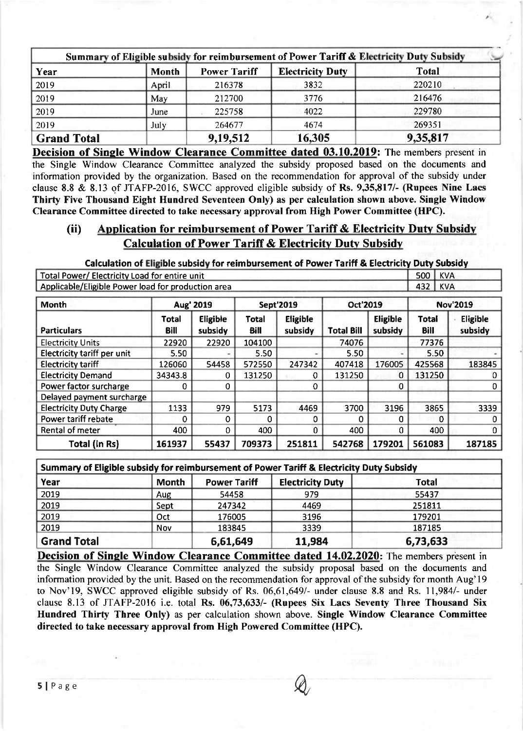| Summary of Eligible subsidy for reimbursement of Power Tariff & Electricity Duty Subsidy | | | | |
|---|---|---|---|---|
| **Year** | **Month** | **Power Tariff** | **Electricity Duty** | **Total** |
| 2019 | April | 216378 | 3832 | 220210 |
| 2019 | May | 212700 | 3776 | 216476 |
| 2019 | June | 225758 | 4022 | 229780 |
| 2019 | July | 264677 | 4674 | 269351 |
| **Grand Total** | | **9,19,512** | **16,305** | **9,35,817** |

**Decision of Single Window Clearance Committee dated 03.10.2019:** The members present in the Single Window Clearance Committee analyzed the subsidy proposed based on the documents and information provided by the organization. Based on the recommendation for approval of the subsidy under clause 8.8 & 8.13 of JTAFP-2016, SWCC approved eligible subsidy of **Rs. 9,35,817/- (Rupees Nine Lacs Thirty Five Thousand Eight Hundred Seventeen Only) as per calculation shown above. Single Window Clearance Committee directed to take necessary approval from High Power Committee (HPC).**

## (ii) Application for reimbursement of Power Tariff & Electricity Duty Subsidy

### Calculation of Power Tariff & Electricity Duty Subsidy

**Calculation of Eligible subsidy for reimbursement of Power Tariff & Electricity Duty Subsidy**

| | | |
|---|---|---|
| Total Power/ Electricity Load for entire unit | 500 | KVA |
| Applicable/Eligible Power load for production area | 432 | KVA |

| Month | Aug' 2019 | | Sept'2019 | | Oct'2019 | | Nov'2019 | |
|---|---|---|---|---|---|---|---|---|
| **Particulars** | **Total Bill** | **Eligible subsidy** | **Total Bill** | **Eligible subsidy** | **Total Bill** | **Eligible subsidy** | **Total Bill** | **Eligible subsidy** |
| Electricity Units | 22920 | 22920 | 104100 | | 74076 | | 77376 | |
| Electricity tariff per unit | 5.50 | - | 5.50 | - | 5.50 | - | 5.50 | - |
| Electricity tariff | 126060 | 54458 | 572550 | 247342 | 407418 | 176005 | 425568 | 183845 |
| Electricity Demand | 34343.8 | 0 | 131250 | 0 | 131250 | 0 | 131250 | 0 |
| Power factor surcharge | 0 | 0 | | 0 | | 0 | | 0 |
| Delayed payment surcharge | | | | | | | | |
| Electricity Duty Charge | 1133 | 979 | 5173 | 4469 | 3700 | 3196 | 3865 | 3339 |
| Power tariff rebate | 0 | 0 | 0 | 0 | 0 | 0 | 0 | 0 |
| Rental of meter | 400 | 0 | 400 | 0 | 400 | 0 | 400 | 0 |
| **Total (in Rs)** | **161937** | **55437** | **709373** | **251811** | **542768** | **179201** | **561083** | **187185** |

| Summary of Eligible subsidy for reimbursement of Power Tariff & Electricity Duty Subsidy | | | | |
|---|---|---|---|---|
| **Year** | **Month** | **Power Tariff** | **Electricity Duty** | **Total** |
| 2019 | Aug | 54458 | 979 | 55437 |
| 2019 | Sept | 247342 | 4469 | 251811 |
| 2019 | Oct | 176005 | 3196 | 179201 |
| 2019 | Nov | 183845 | 3339 | 187185 |
| **Grand Total** | | **6,61,649** | **11,984** | **6,73,633** |

**Decision of Single Window Clearance Committee dated 14.02.2020:** The members present in the Single Window Clearance Committee analyzed the subsidy proposal based on the documents and information provided by the unit. Based on the recommendation for approval of the subsidy for month Aug'19 to Nov'19, SWCC approved eligible subsidy of Rs. 06,61,649/- under clause 8.8 and Rs. 11,984/- under clause 8.13 of JTAFP-2016 i.e. total **Rs. 06,73,633/- (Rupees Six Lacs Seventy Three Thousand Six Hundred Thirty Three Only)** as per calculation shown above. **Single Window Clearance Committee directed to take necessary approval from High Powered Committee (HPC).**